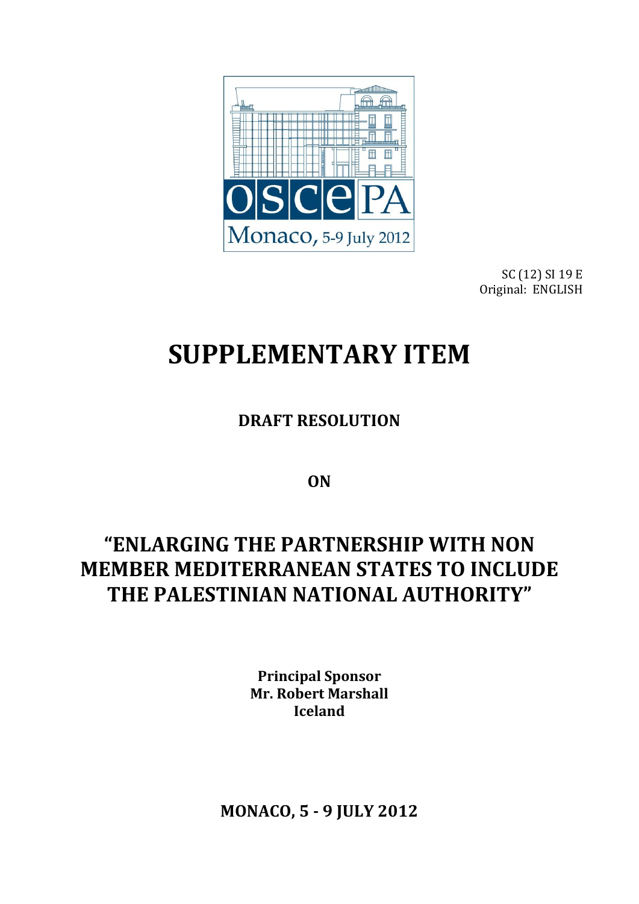OSCE PA
Monaco, 5-9 July 2012

SC (12) SI 19 E
Original: ENGLISH

# SUPPLEMENTARY ITEM

## DRAFT RESOLUTION

## ON

## "ENLARGING THE PARTNERSHIP WITH NON MEMBER MEDITERRANEAN STATES TO INCLUDE THE PALESTINIAN NATIONAL AUTHORITY"

**Principal Sponsor**
**Mr. Robert Marshall**
**Iceland**

**MONACO, 5 - 9 JULY 2012**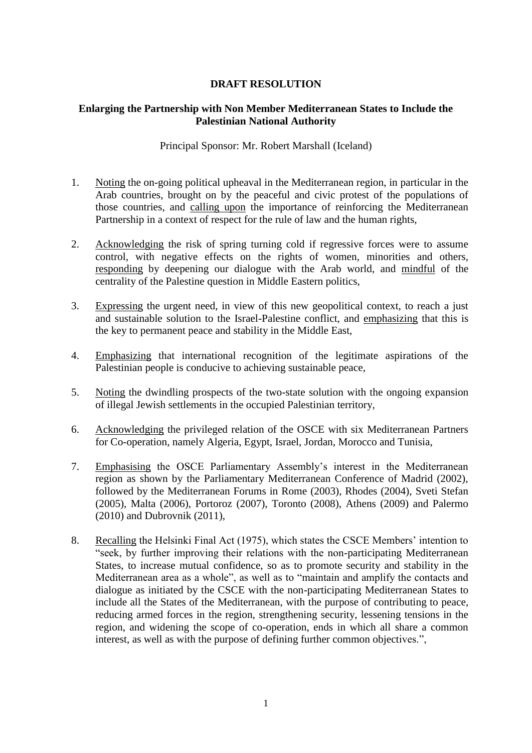**DRAFT RESOLUTION**

**Enlarging the Partnership with Non Member Mediterranean States to Include the Palestinian National Authority**

Principal Sponsor: Mr. Robert Marshall (Iceland)

1. Noting the on-going political upheaval in the Mediterranean region, in particular in the Arab countries, brought on by the peaceful and civic protest of the populations of those countries, and calling upon the importance of reinforcing the Mediterranean Partnership in a context of respect for the rule of law and the human rights,

2. Acknowledging the risk of spring turning cold if regressive forces were to assume control, with negative effects on the rights of women, minorities and others, responding by deepening our dialogue with the Arab world, and mindful of the centrality of the Palestine question in Middle Eastern politics,

3. Expressing the urgent need, in view of this new geopolitical context, to reach a just and sustainable solution to the Israel-Palestine conflict, and emphasizing that this is the key to permanent peace and stability in the Middle East,

4. Emphasizing that international recognition of the legitimate aspirations of the Palestinian people is conducive to achieving sustainable peace,

5. Noting the dwindling prospects of the two-state solution with the ongoing expansion of illegal Jewish settlements in the occupied Palestinian territory,

6. Acknowledging the privileged relation of the OSCE with six Mediterranean Partners for Co-operation, namely Algeria, Egypt, Israel, Jordan, Morocco and Tunisia,

7. Emphasising the OSCE Parliamentary Assembly's interest in the Mediterranean region as shown by the Parliamentary Mediterranean Conference of Madrid (2002), followed by the Mediterranean Forums in Rome (2003), Rhodes (2004), Sveti Stefan (2005), Malta (2006), Portoroz (2007), Toronto (2008), Athens (2009) and Palermo (2010) and Dubrovnik (2011),

8. Recalling the Helsinki Final Act (1975), which states the CSCE Members' intention to "seek, by further improving their relations with the non-participating Mediterranean States, to increase mutual confidence, so as to promote security and stability in the Mediterranean area as a whole", as well as to "maintain and amplify the contacts and dialogue as initiated by the CSCE with the non-participating Mediterranean States to include all the States of the Mediterranean, with the purpose of contributing to peace, reducing armed forces in the region, strengthening security, lessening tensions in the region, and widening the scope of co-operation, ends in which all share a common interest, as well as with the purpose of defining further common objectives.",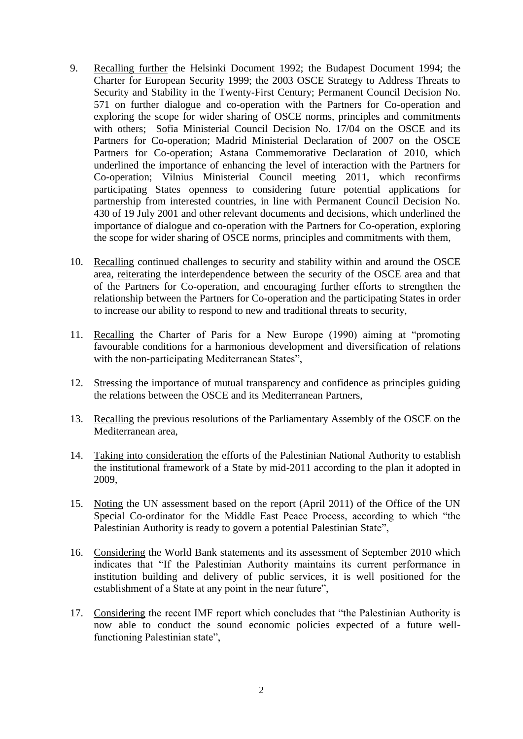9. Recalling further the Helsinki Document 1992; the Budapest Document 1994; the Charter for European Security 1999; the 2003 OSCE Strategy to Address Threats to Security and Stability in the Twenty-First Century; Permanent Council Decision No. 571 on further dialogue and co-operation with the Partners for Co-operation and exploring the scope for wider sharing of OSCE norms, principles and commitments with others; Sofia Ministerial Council Decision No. 17/04 on the OSCE and its Partners for Co-operation; Madrid Ministerial Declaration of 2007 on the OSCE Partners for Co-operation; Astana Commemorative Declaration of 2010, which underlined the importance of enhancing the level of interaction with the Partners for Co-operation; Vilnius Ministerial Council meeting 2011, which reconfirms participating States openness to considering future potential applications for partnership from interested countries, in line with Permanent Council Decision No. 430 of 19 July 2001 and other relevant documents and decisions, which underlined the importance of dialogue and co-operation with the Partners for Co-operation, exploring the scope for wider sharing of OSCE norms, principles and commitments with them,

10. Recalling continued challenges to security and stability within and around the OSCE area, reiterating the interdependence between the security of the OSCE area and that of the Partners for Co-operation, and encouraging further efforts to strengthen the relationship between the Partners for Co-operation and the participating States in order to increase our ability to respond to new and traditional threats to security,

11. Recalling the Charter of Paris for a New Europe (1990) aiming at "promoting favourable conditions for a harmonious development and diversification of relations with the non-participating Mediterranean States",

12. Stressing the importance of mutual transparency and confidence as principles guiding the relations between the OSCE and its Mediterranean Partners,

13. Recalling the previous resolutions of the Parliamentary Assembly of the OSCE on the Mediterranean area,

14. Taking into consideration the efforts of the Palestinian National Authority to establish the institutional framework of a State by mid-2011 according to the plan it adopted in 2009,

15. Noting the UN assessment based on the report (April 2011) of the Office of the UN Special Co-ordinator for the Middle East Peace Process, according to which "the Palestinian Authority is ready to govern a potential Palestinian State",

16. Considering the World Bank statements and its assessment of September 2010 which indicates that "If the Palestinian Authority maintains its current performance in institution building and delivery of public services, it is well positioned for the establishment of a State at any point in the near future",

17. Considering the recent IMF report which concludes that "the Palestinian Authority is now able to conduct the sound economic policies expected of a future well-functioning Palestinian state",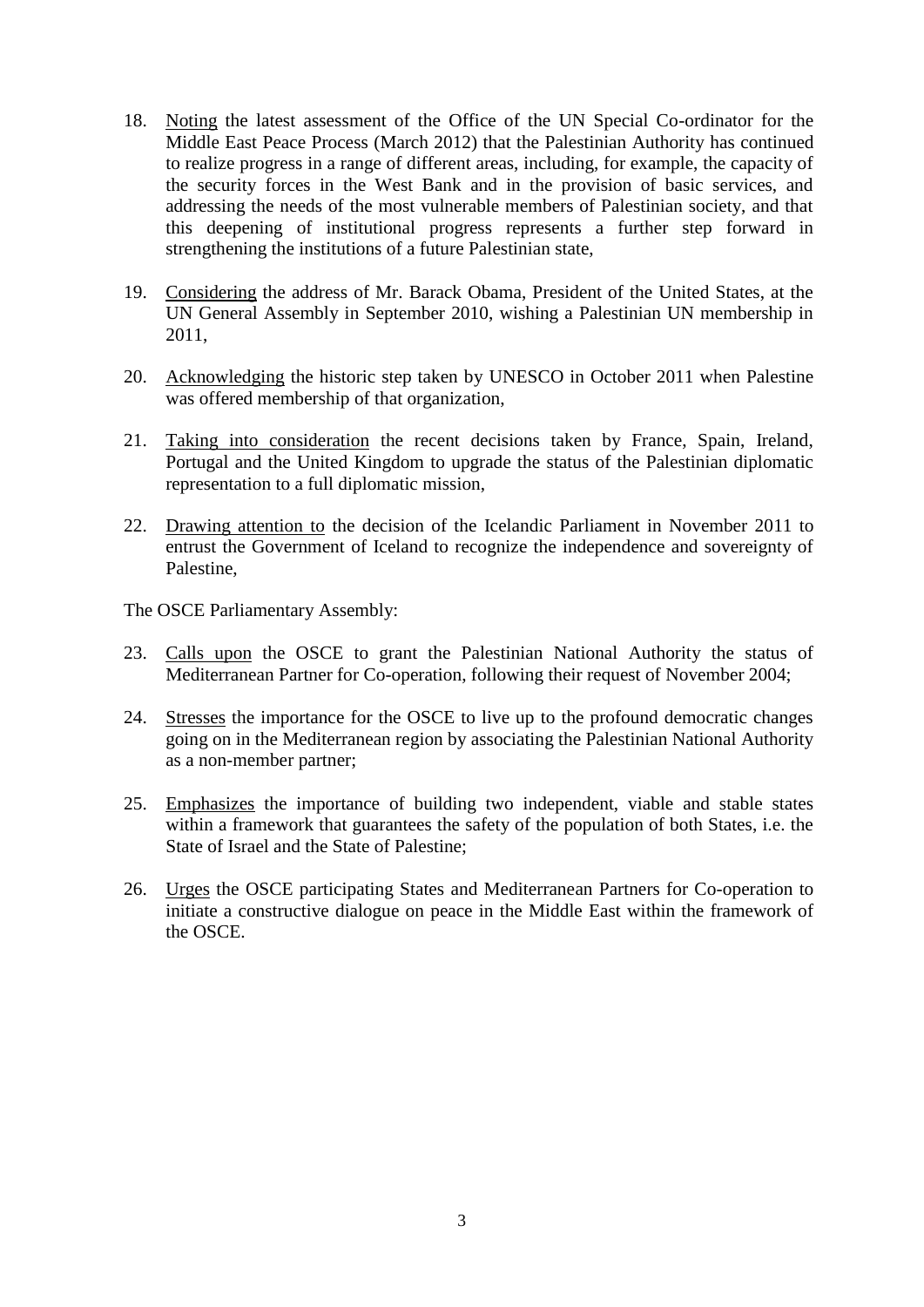18. Noting the latest assessment of the Office of the UN Special Co-ordinator for the Middle East Peace Process (March 2012) that the Palestinian Authority has continued to realize progress in a range of different areas, including, for example, the capacity of the security forces in the West Bank and in the provision of basic services, and addressing the needs of the most vulnerable members of Palestinian society, and that this deepening of institutional progress represents a further step forward in strengthening the institutions of a future Palestinian state,

19. Considering the address of Mr. Barack Obama, President of the United States, at the UN General Assembly in September 2010, wishing a Palestinian UN membership in 2011,

20. Acknowledging the historic step taken by UNESCO in October 2011 when Palestine was offered membership of that organization,

21. Taking into consideration the recent decisions taken by France, Spain, Ireland, Portugal and the United Kingdom to upgrade the status of the Palestinian diplomatic representation to a full diplomatic mission,

22. Drawing attention to the decision of the Icelandic Parliament in November 2011 to entrust the Government of Iceland to recognize the independence and sovereignty of Palestine,

The OSCE Parliamentary Assembly:

23. Calls upon the OSCE to grant the Palestinian National Authority the status of Mediterranean Partner for Co-operation, following their request of November 2004;

24. Stresses the importance for the OSCE to live up to the profound democratic changes going on in the Mediterranean region by associating the Palestinian National Authority as a non-member partner;

25. Emphasizes the importance of building two independent, viable and stable states within a framework that guarantees the safety of the population of both States, i.e. the State of Israel and the State of Palestine;

26. Urges the OSCE participating States and Mediterranean Partners for Co-operation to initiate a constructive dialogue on peace in the Middle East within the framework of the OSCE.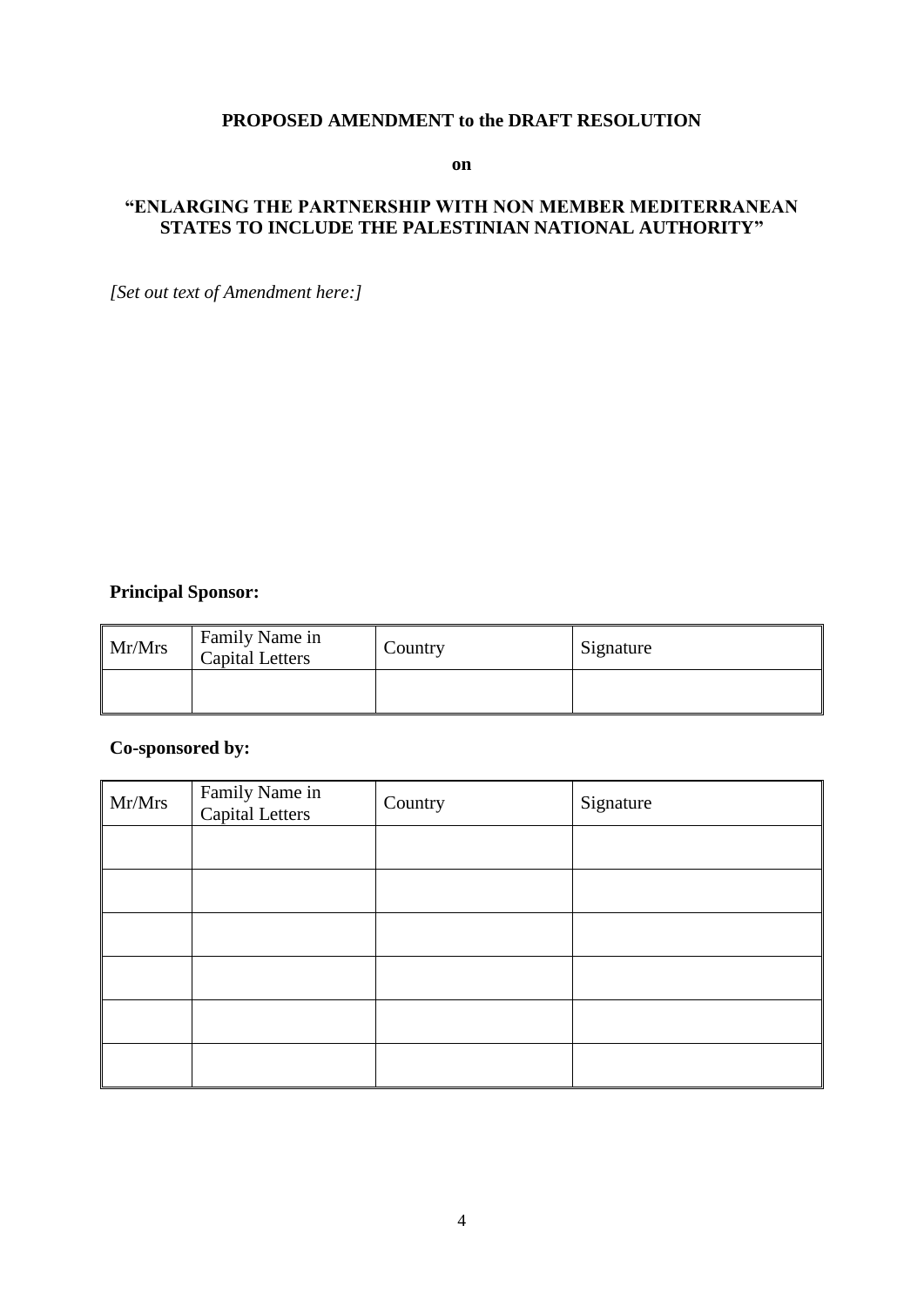**PROPOSED AMENDMENT to the DRAFT RESOLUTION**

**on**

**"ENLARGING THE PARTNERSHIP WITH NON MEMBER MEDITERRANEAN STATES TO INCLUDE THE PALESTINIAN NATIONAL AUTHORITY"**

*[Set out text of Amendment here:]*

**Principal Sponsor:**

| Mr/Mrs | Family Name in Capital Letters | Country | Signature |
|---|---|---|---|
| | | | |

**Co-sponsored by:**

| Mr/Mrs | Family Name in Capital Letters | Country | Signature |
|---|---|---|---|
| | | | |
| | | | |
| | | | |
| | | | |
| | | | |
| | | | |